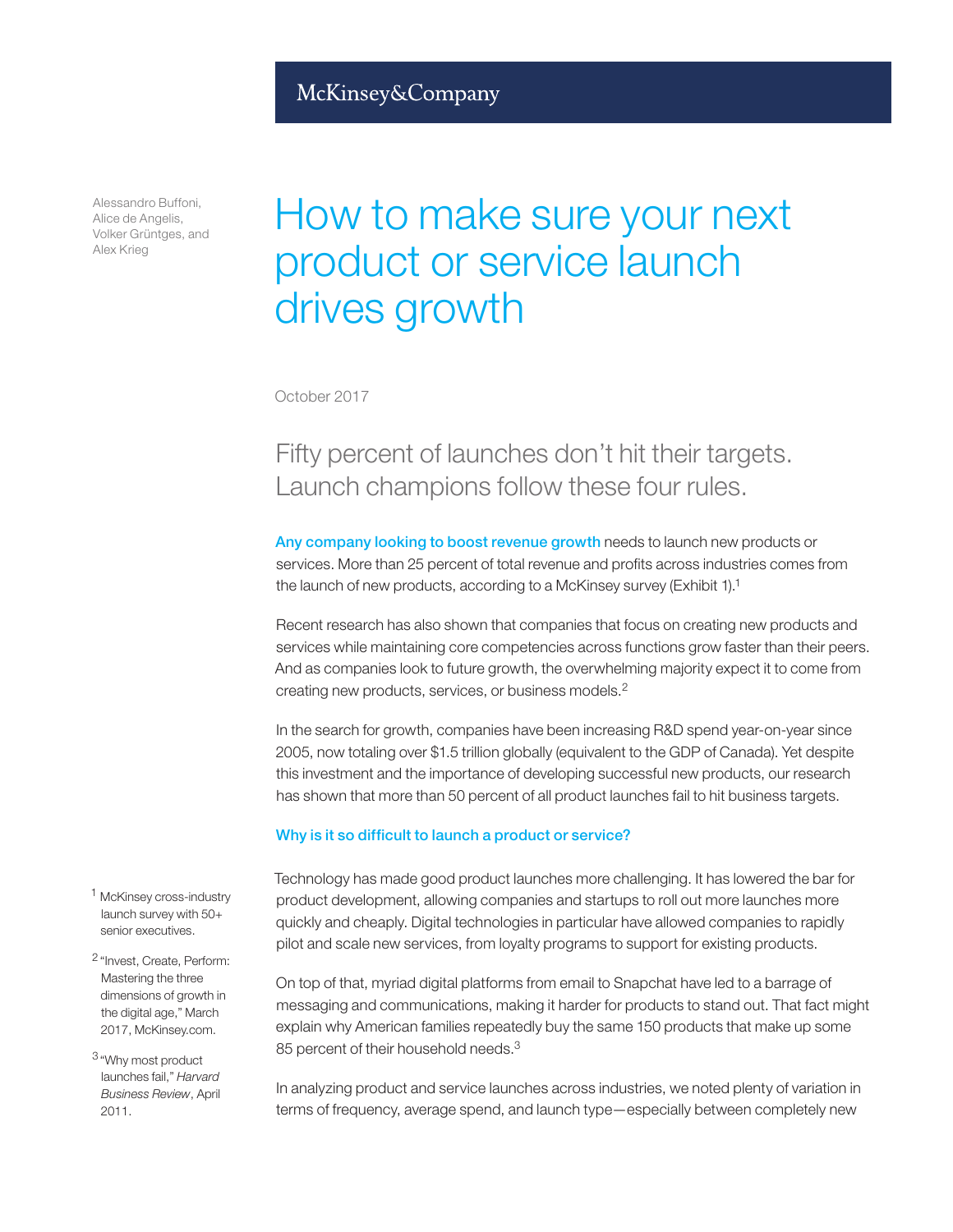McKinsey&Company

Alessandro Buffoni, Alice de Angelis, Volker Grüntges, and Alex Krieg

# How to make sure your next product or service launch drives growth

October 2017

## Fifty percent of launches don't hit their targets. Launch champions follow these four rules.

**Any company looking to boost revenue growth** needs to launch new products or services. More than 25 percent of total revenue and profits across industries comes from the launch of new products, according to a McKinsey survey (Exhibit 1).[1]

Recent research has also shown that companies that focus on creating new products and services while maintaining core competencies across functions grow faster than their peers. And as companies look to future growth, the overwhelming majority expect it to come from creating new products, services, or business models.[2]

In the search for growth, companies have been increasing R&D spend year-on-year since 2005, now totaling over $1.5 trillion globally (equivalent to the GDP of Canada). Yet despite this investment and the importance of developing successful new products, our research has shown that more than 50 percent of all product launches fail to hit business targets.

### Why is it so difficult to launch a product or service?

Technology has made good product launches more challenging. It has lowered the bar for product development, allowing companies and startups to roll out more launches more quickly and cheaply. Digital technologies in particular have allowed companies to rapidly pilot and scale new services, from loyalty programs to support for existing products.

On top of that, myriad digital platforms from email to Snapchat have led to a barrage of messaging and communications, making it harder for products to stand out. That fact might explain why American families repeatedly buy the same 150 products that make up some 85 percent of their household needs.[3]

In analyzing product and service launches across industries, we noted plenty of variation in terms of frequency, average spend, and launch type—especially between completely new

[1] McKinsey cross-industry launch survey with 50+ senior executives.

[2] "Invest, Create, Perform: Mastering the three dimensions of growth in the digital age," March 2017, McKinsey.com.

[3] "Why most product launches fail," *Harvard Business Review*, April 2011.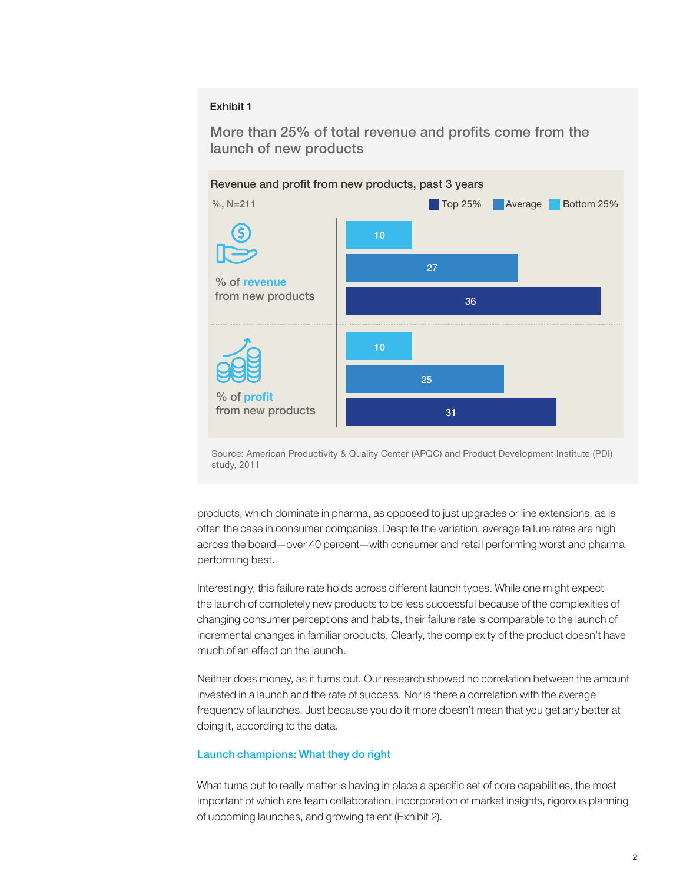Exhibit 1

### More than 25% of total revenue and profits come from the launch of new products

Revenue and profit from new products, past 3 years

%, N=211

| | Bottom 25% | Average | Top 25% |
|---|---|---|---|
| % of revenue from new products | 10 | 27 | 36 |
| % of profit from new products | 10 | 25 | 31 |

Source: American Productivity & Quality Center (APQC) and Product Development Institute (PDI) study, 2011

products, which dominate in pharma, as opposed to just upgrades or line extensions, as is often the case in consumer companies. Despite the variation, average failure rates are high across the board—over 40 percent—with consumer and retail performing worst and pharma performing best.

Interestingly, this failure rate holds across different launch types. While one might expect the launch of completely new products to be less successful because of the complexities of changing consumer perceptions and habits, their failure rate is comparable to the launch of incremental changes in familiar products. Clearly, the complexity of the product doesn't have much of an effect on the launch.

Neither does money, as it turns out. Our research showed no correlation between the amount invested in a launch and the rate of success. Nor is there a correlation with the average frequency of launches. Just because you do it more doesn't mean that you get any better at doing it, according to the data.

## Launch champions: What they do right

What turns out to really matter is having in place a specific set of core capabilities, the most important of which are team collaboration, incorporation of market insights, rigorous planning of upcoming launches, and growing talent (Exhibit 2).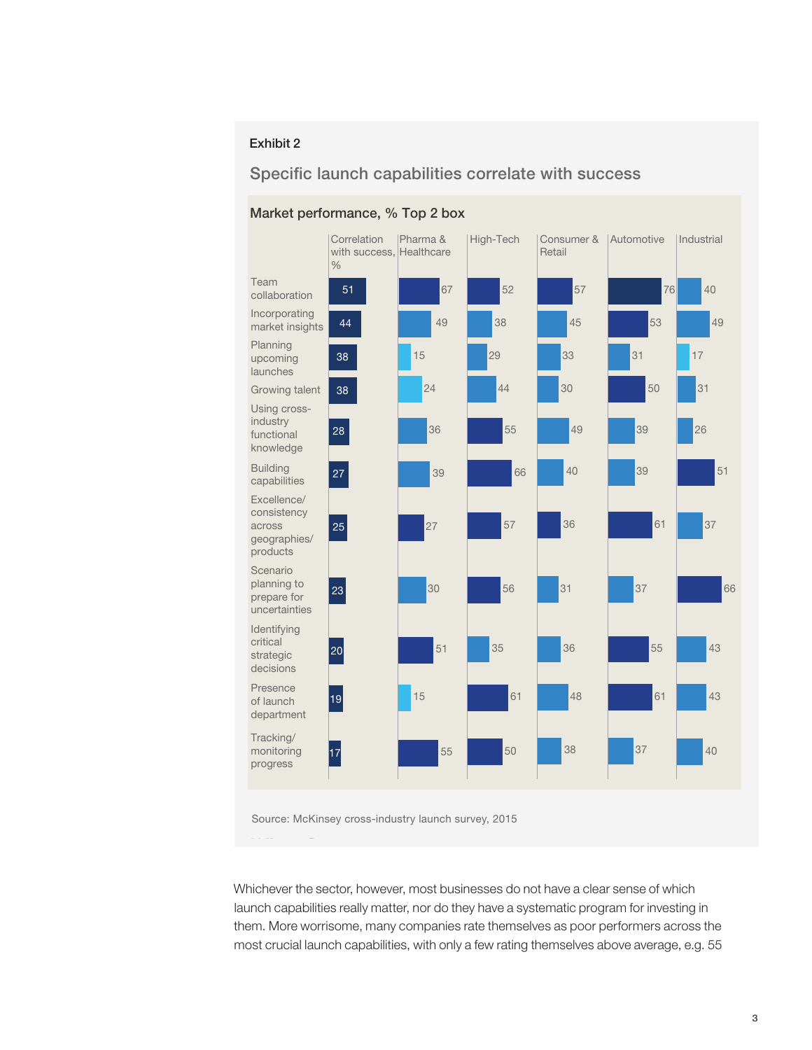Exhibit 2

## Specific launch capabilities correlate with success

Market performance, % Top 2 box

| | Correlation with success, % | Pharma & Healthcare | High-Tech | Consumer & Retail | Automotive | Industrial |
|---|---|---|---|---|---|---|
| Team collaboration | 51 | 67 | 52 | 57 | 76 | 40 |
| Incorporating market insights | 44 | 49 | 38 | 45 | 53 | 49 |
| Planning upcoming launches | 38 | 15 | 29 | 33 | 31 | 17 |
| Growing talent | 38 | 24 | 44 | 30 | 50 | 31 |
| Using cross-industry functional knowledge | 28 | 36 | 55 | 49 | 39 | 26 |
| Building capabilities | 27 | 39 | 66 | 40 | 39 | 51 |
| Excellence/ consistency across geographies/ products | 25 | 27 | 57 | 36 | 61 | 37 |
| Scenario planning to prepare for uncertainties | 23 | 30 | 56 | 31 | 37 | 66 |
| Identifying critical strategic decisions | 20 | 51 | 35 | 36 | 55 | 43 |
| Presence of launch department | 19 | 15 | 61 | 48 | 61 | 43 |
| Tracking/ monitoring progress | 17 | 55 | 50 | 38 | 37 | 40 |

Source: McKinsey cross-industry launch survey, 2015

Whichever the sector, however, most businesses do not have a clear sense of which launch capabilities really matter, nor do they have a systematic program for investing in them. More worrisome, many companies rate themselves as poor performers across the most crucial launch capabilities, with only a few rating themselves above average, e.g. 55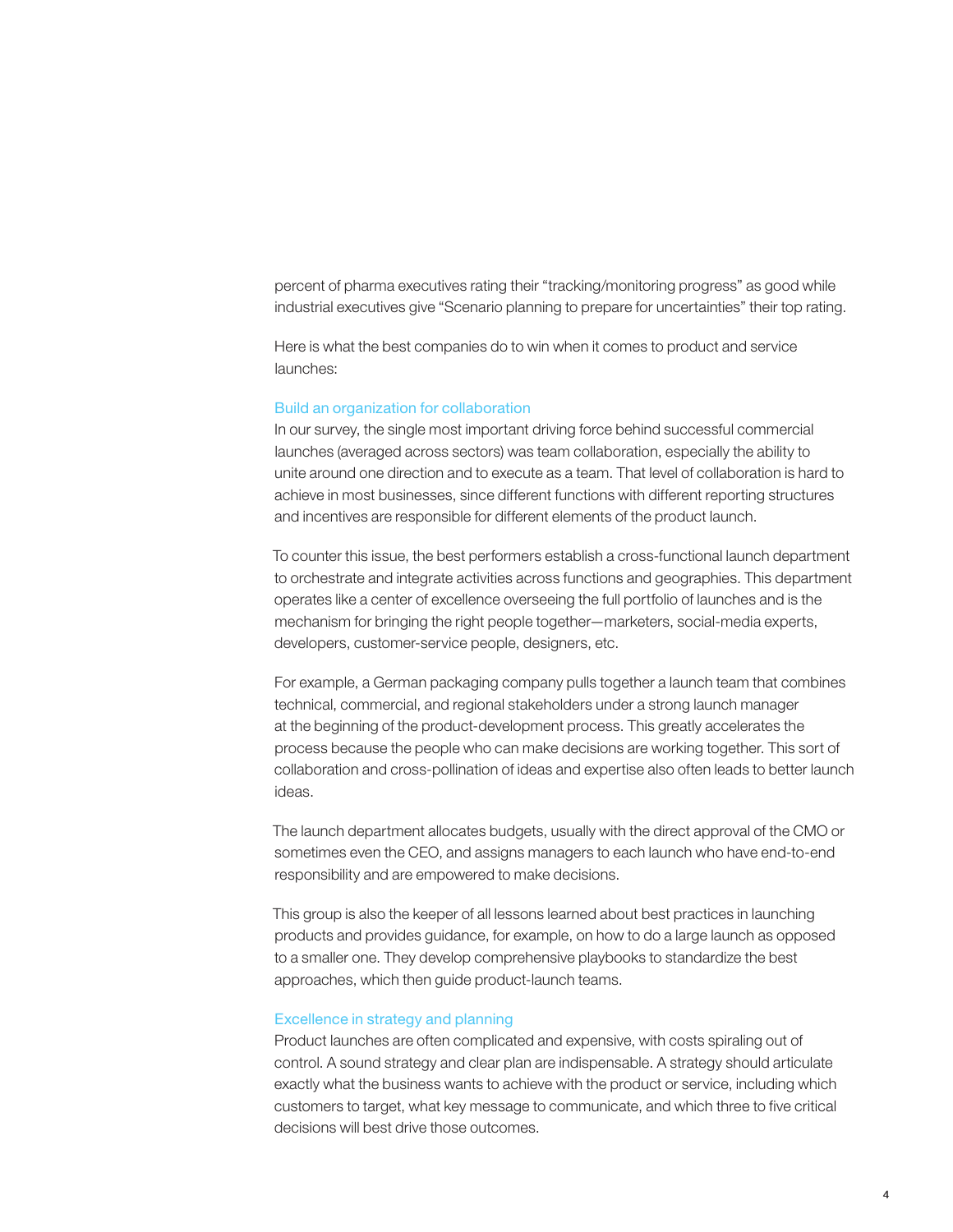percent of pharma executives rating their "tracking/monitoring progress" as good while industrial executives give "Scenario planning to prepare for uncertainties" their top rating.

Here is what the best companies do to win when it comes to product and service launches:

### Build an organization for collaboration

In our survey, the single most important driving force behind successful commercial launches (averaged across sectors) was team collaboration, especially the ability to unite around one direction and to execute as a team. That level of collaboration is hard to achieve in most businesses, since different functions with different reporting structures and incentives are responsible for different elements of the product launch.

To counter this issue, the best performers establish a cross-functional launch department to orchestrate and integrate activities across functions and geographies. This department operates like a center of excellence overseeing the full portfolio of launches and is the mechanism for bringing the right people together—marketers, social-media experts, developers, customer-service people, designers, etc.

For example, a German packaging company pulls together a launch team that combines technical, commercial, and regional stakeholders under a strong launch manager at the beginning of the product-development process. This greatly accelerates the process because the people who can make decisions are working together. This sort of collaboration and cross-pollination of ideas and expertise also often leads to better launch ideas.

The launch department allocates budgets, usually with the direct approval of the CMO or sometimes even the CEO, and assigns managers to each launch who have end-to-end responsibility and are empowered to make decisions.

This group is also the keeper of all lessons learned about best practices in launching products and provides guidance, for example, on how to do a large launch as opposed to a smaller one. They develop comprehensive playbooks to standardize the best approaches, which then guide product-launch teams.

### Excellence in strategy and planning

Product launches are often complicated and expensive, with costs spiraling out of control. A sound strategy and clear plan are indispensable. A strategy should articulate exactly what the business wants to achieve with the product or service, including which customers to target, what key message to communicate, and which three to five critical decisions will best drive those outcomes.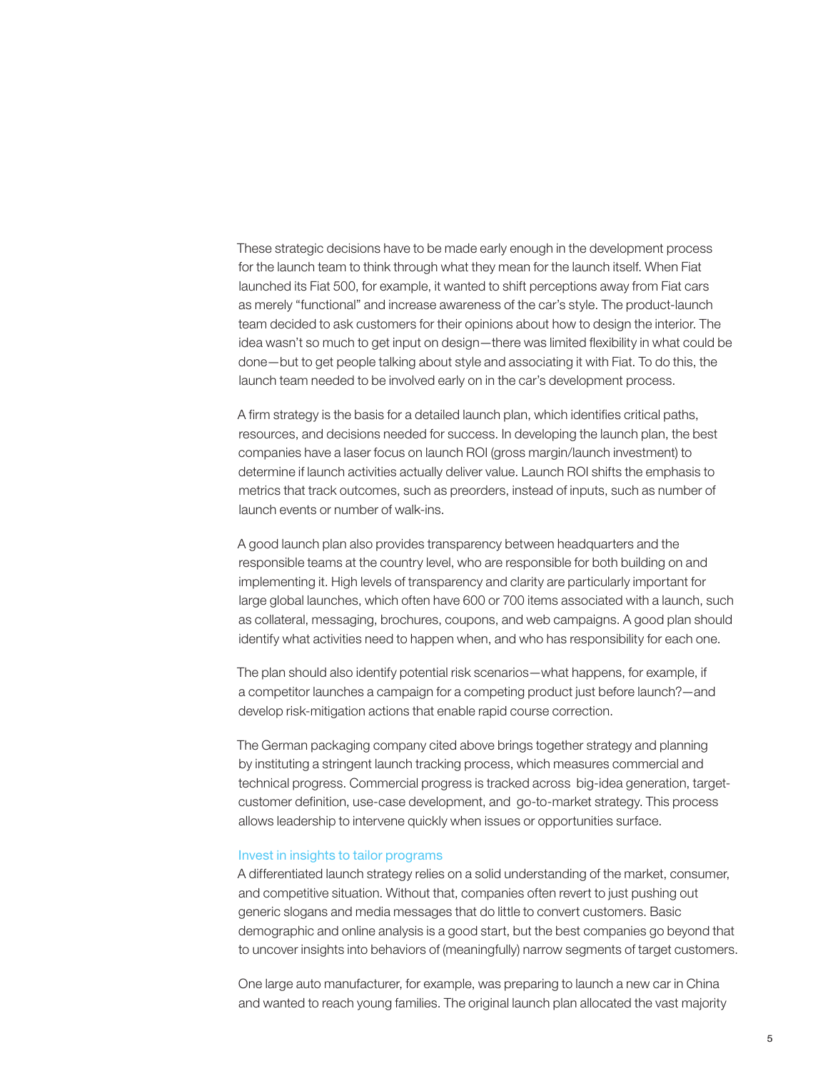These strategic decisions have to be made early enough in the development process for the launch team to think through what they mean for the launch itself. When Fiat launched its Fiat 500, for example, it wanted to shift perceptions away from Fiat cars as merely "functional" and increase awareness of the car's style. The product-launch team decided to ask customers for their opinions about how to design the interior. The idea wasn't so much to get input on design—there was limited flexibility in what could be done—but to get people talking about style and associating it with Fiat. To do this, the launch team needed to be involved early on in the car's development process.

A firm strategy is the basis for a detailed launch plan, which identifies critical paths, resources, and decisions needed for success. In developing the launch plan, the best companies have a laser focus on launch ROI (gross margin/launch investment) to determine if launch activities actually deliver value. Launch ROI shifts the emphasis to metrics that track outcomes, such as preorders, instead of inputs, such as number of launch events or number of walk-ins.

A good launch plan also provides transparency between headquarters and the responsible teams at the country level, who are responsible for both building on and implementing it. High levels of transparency and clarity are particularly important for large global launches, which often have 600 or 700 items associated with a launch, such as collateral, messaging, brochures, coupons, and web campaigns. A good plan should identify what activities need to happen when, and who has responsibility for each one.

The plan should also identify potential risk scenarios—what happens, for example, if a competitor launches a campaign for a competing product just before launch?—and develop risk-mitigation actions that enable rapid course correction.

The German packaging company cited above brings together strategy and planning by instituting a stringent launch tracking process, which measures commercial and technical progress. Commercial progress is tracked across big-idea generation, target-customer definition, use-case development, and go-to-market strategy. This process allows leadership to intervene quickly when issues or opportunities surface.

### Invest in insights to tailor programs

A differentiated launch strategy relies on a solid understanding of the market, consumer, and competitive situation. Without that, companies often revert to just pushing out generic slogans and media messages that do little to convert customers. Basic demographic and online analysis is a good start, but the best companies go beyond that to uncover insights into behaviors of (meaningfully) narrow segments of target customers.

One large auto manufacturer, for example, was preparing to launch a new car in China and wanted to reach young families. The original launch plan allocated the vast majority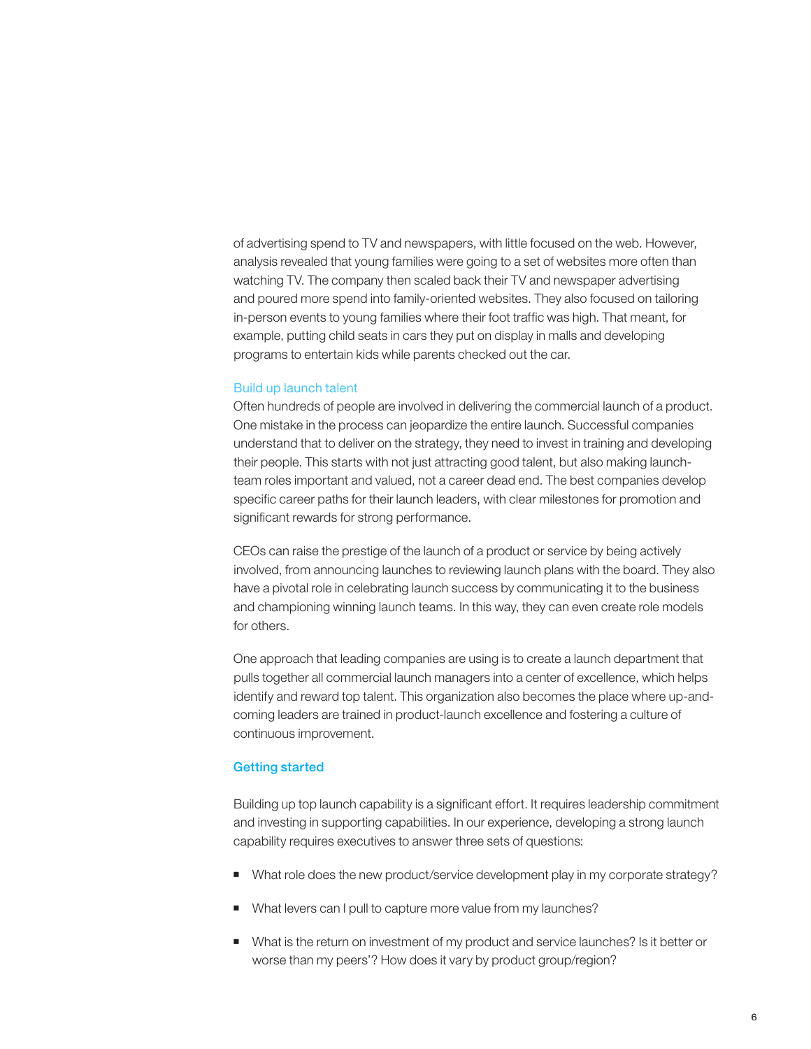of advertising spend to TV and newspapers, with little focused on the web. However, analysis revealed that young families were going to a set of websites more often than watching TV. The company then scaled back their TV and newspaper advertising and poured more spend into family-oriented websites. They also focused on tailoring in-person events to young families where their foot traffic was high. That meant, for example, putting child seats in cars they put on display in malls and developing programs to entertain kids while parents checked out the car.

### Build up launch talent

Often hundreds of people are involved in delivering the commercial launch of a product. One mistake in the process can jeopardize the entire launch. Successful companies understand that to deliver on the strategy, they need to invest in training and developing their people. This starts with not just attracting good talent, but also making launch-team roles important and valued, not a career dead end. The best companies develop specific career paths for their launch leaders, with clear milestones for promotion and significant rewards for strong performance.

CEOs can raise the prestige of the launch of a product or service by being actively involved, from announcing launches to reviewing launch plans with the board. They also have a pivotal role in celebrating launch success by communicating it to the business and championing winning launch teams. In this way, they can even create role models for others.

One approach that leading companies are using is to create a launch department that pulls together all commercial launch managers into a center of excellence, which helps identify and reward top talent. This organization also becomes the place where up-and-coming leaders are trained in product-launch excellence and fostering a culture of continuous improvement.

## Getting started

Building up top launch capability is a significant effort. It requires leadership commitment and investing in supporting capabilities. In our experience, developing a strong launch capability requires executives to answer three sets of questions:

- What role does the new product/service development play in my corporate strategy?
- What levers can I pull to capture more value from my launches?
- What is the return on investment of my product and service launches? Is it better or worse than my peers'? How does it vary by product group/region?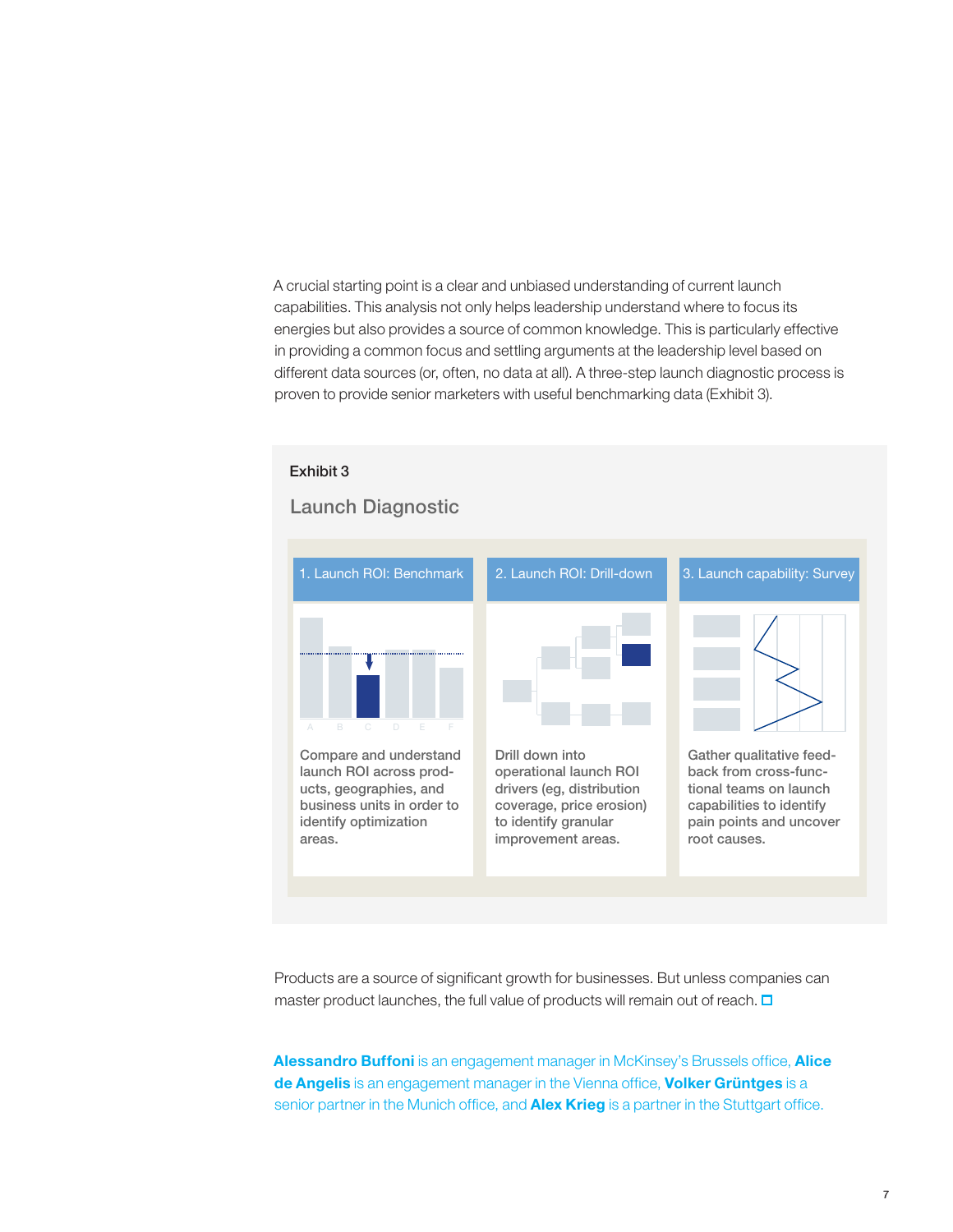A crucial starting point is a clear and unbiased understanding of current launch capabilities. This analysis not only helps leadership understand where to focus its energies but also provides a source of common knowledge. This is particularly effective in providing a common focus and settling arguments at the leadership level based on different data sources (or, often, no data at all). A three-step launch diagnostic process is proven to provide senior marketers with useful benchmarking data (Exhibit 3).

Exhibit 3

## Launch Diagnostic

**1. Launch ROI: Benchmark**

A B C D E F

Compare and understand launch ROI across products, geographies, and business units in order to identify optimization areas.

**2. Launch ROI: Drill-down**

Drill down into operational launch ROI drivers (eg, distribution coverage, price erosion) to identify granular improvement areas.

**3. Launch capability: Survey**

Gather qualitative feedback from cross-functional teams on launch capabilities to identify pain points and uncover root causes.

Products are a source of significant growth for businesses. But unless companies can master product launches, the full value of products will remain out of reach. □

**Alessandro Buffoni** is an engagement manager in McKinsey's Brussels office, **Alice de Angelis** is an engagement manager in the Vienna office, **Volker Grüntges** is a senior partner in the Munich office, and **Alex Krieg** is a partner in the Stuttgart office.